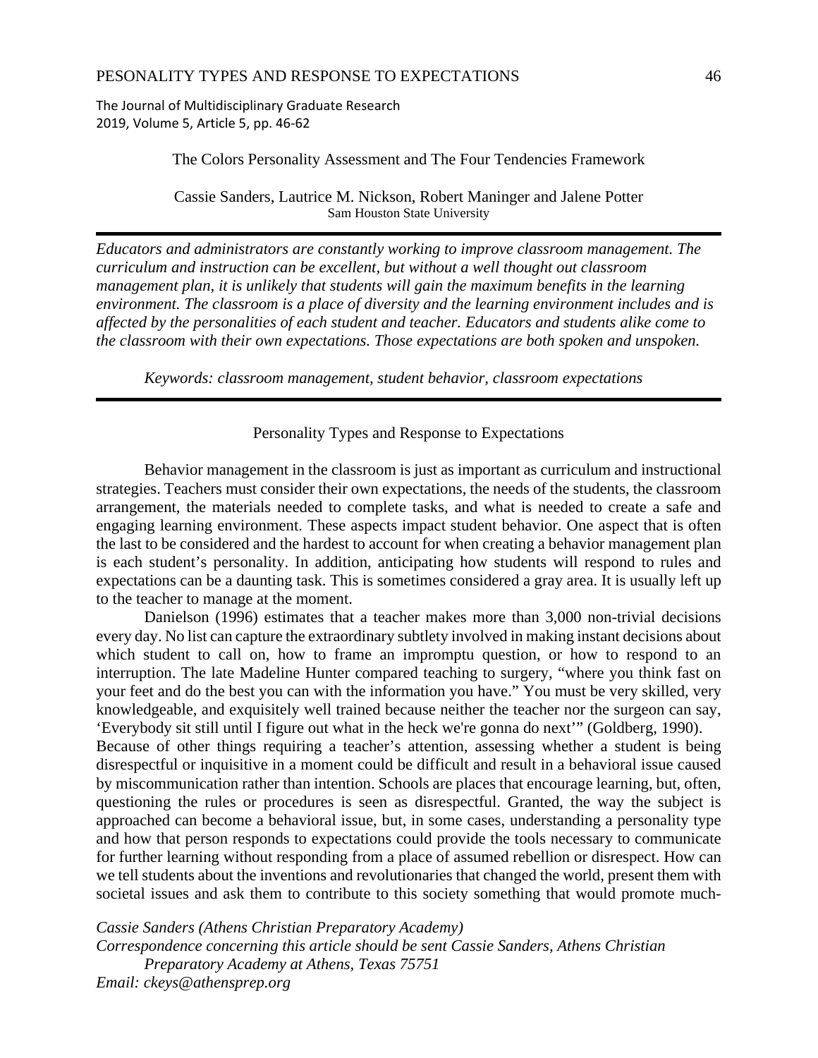# The Colors Personality Assessment and The Four Tendencies Framework

Cassie Sanders, Lautrice M. Nickson, Robert Maninger and Jalene Potter
Sam Houston State University

---

*Educators and administrators are constantly working to improve classroom management. The curriculum and instruction can be excellent, but without a well thought out classroom management plan, it is unlikely that students will gain the maximum benefits in the learning environment. The classroom is a place of diversity and the learning environment includes and is affected by the personalities of each student and teacher. Educators and students alike come to the classroom with their own expectations. Those expectations are both spoken and unspoken.*

*Keywords: classroom management, student behavior, classroom expectations*

---

## Personality Types and Response to Expectations

Behavior management in the classroom is just as important as curriculum and instructional strategies. Teachers must consider their own expectations, the needs of the students, the classroom arrangement, the materials needed to complete tasks, and what is needed to create a safe and engaging learning environment. These aspects impact student behavior. One aspect that is often the last to be considered and the hardest to account for when creating a behavior management plan is each student's personality. In addition, anticipating how students will respond to rules and expectations can be a daunting task. This is sometimes considered a gray area. It is usually left up to the teacher to manage at the moment.

Danielson (1996) estimates that a teacher makes more than 3,000 non-trivial decisions every day. No list can capture the extraordinary subtlety involved in making instant decisions about which student to call on, how to frame an impromptu question, or how to respond to an interruption. The late Madeline Hunter compared teaching to surgery, "where you think fast on your feet and do the best you can with the information you have." You must be very skilled, very knowledgeable, and exquisitely well trained because neither the teacher nor the surgeon can say, 'Everybody sit still until I figure out what in the heck we're gonna do next'" (Goldberg, 1990).
Because of other things requiring a teacher's attention, assessing whether a student is being disrespectful or inquisitive in a moment could be difficult and result in a behavioral issue caused by miscommunication rather than intention. Schools are places that encourage learning, but, often, questioning the rules or procedures is seen as disrespectful. Granted, the way the subject is approached can become a behavioral issue, but, in some cases, understanding a personality type and how that person responds to expectations could provide the tools necessary to communicate for further learning without responding from a place of assumed rebellion or disrespect. How can we tell students about the inventions and revolutionaries that changed the world, present them with societal issues and ask them to contribute to this society something that would promote much-

*Cassie Sanders (Athens Christian Preparatory Academy)*
*Correspondence concerning this article should be sent Cassie Sanders, Athens Christian Preparatory Academy at Athens, Texas 75751*
*Email: ckeys@athensprep.org*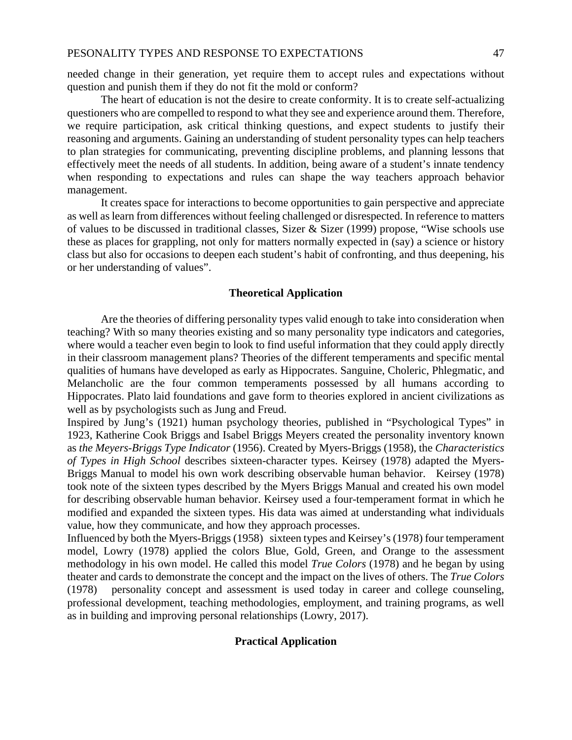needed change in their generation, yet require them to accept rules and expectations without question and punish them if they do not fit the mold or conform?

The heart of education is not the desire to create conformity. It is to create self-actualizing questioners who are compelled to respond to what they see and experience around them. Therefore, we require participation, ask critical thinking questions, and expect students to justify their reasoning and arguments. Gaining an understanding of student personality types can help teachers to plan strategies for communicating, preventing discipline problems, and planning lessons that effectively meet the needs of all students. In addition, being aware of a student's innate tendency when responding to expectations and rules can shape the way teachers approach behavior management.

It creates space for interactions to become opportunities to gain perspective and appreciate as well as learn from differences without feeling challenged or disrespected. In reference to matters of values to be discussed in traditional classes, Sizer & Sizer (1999) propose, "Wise schools use these as places for grappling, not only for matters normally expected in (say) a science or history class but also for occasions to deepen each student's habit of confronting, and thus deepening, his or her understanding of values".

## Theoretical Application

Are the theories of differing personality types valid enough to take into consideration when teaching? With so many theories existing and so many personality type indicators and categories, where would a teacher even begin to look to find useful information that they could apply directly in their classroom management plans? Theories of the different temperaments and specific mental qualities of humans have developed as early as Hippocrates. Sanguine, Choleric, Phlegmatic, and Melancholic are the four common temperaments possessed by all humans according to Hippocrates. Plato laid foundations and gave form to theories explored in ancient civilizations as well as by psychologists such as Jung and Freud.

Inspired by Jung's (1921) human psychology theories, published in "Psychological Types" in 1923, Katherine Cook Briggs and Isabel Briggs Meyers created the personality inventory known as *the Meyers-Briggs Type Indicator* (1956). Created by Myers-Briggs (1958), the *Characteristics of Types in High School* describes sixteen-character types. Keirsey (1978) adapted the Myers-Briggs Manual to model his own work describing observable human behavior. Keirsey (1978) took note of the sixteen types described by the Myers Briggs Manual and created his own model for describing observable human behavior. Keirsey used a four-temperament format in which he modified and expanded the sixteen types. His data was aimed at understanding what individuals value, how they communicate, and how they approach processes.

Influenced by both the Myers-Briggs (1958) sixteen types and Keirsey's (1978) four temperament model, Lowry (1978) applied the colors Blue, Gold, Green, and Orange to the assessment methodology in his own model. He called this model *True Colors* (1978) and he began by using theater and cards to demonstrate the concept and the impact on the lives of others. The *True Colors* (1978) personality concept and assessment is used today in career and college counseling, professional development, teaching methodologies, employment, and training programs, as well as in building and improving personal relationships (Lowry, 2017).

## Practical Application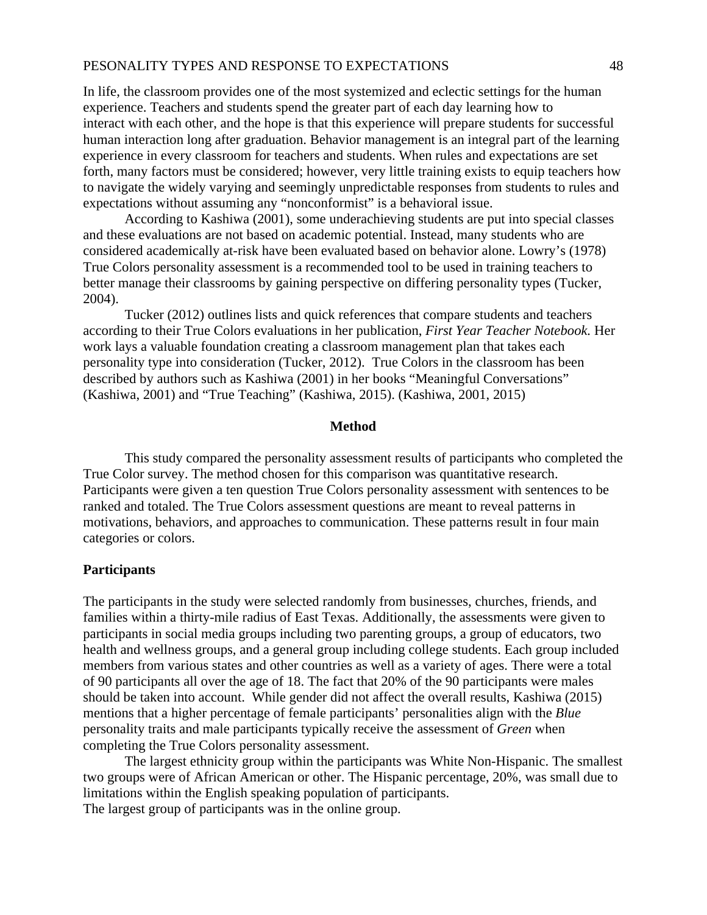In life, the classroom provides one of the most systemized and eclectic settings for the human experience. Teachers and students spend the greater part of each day learning how to interact with each other, and the hope is that this experience will prepare students for successful human interaction long after graduation. Behavior management is an integral part of the learning experience in every classroom for teachers and students. When rules and expectations are set forth, many factors must be considered; however, very little training exists to equip teachers how to navigate the widely varying and seemingly unpredictable responses from students to rules and expectations without assuming any "nonconformist" is a behavioral issue.

According to Kashiwa (2001), some underachieving students are put into special classes and these evaluations are not based on academic potential. Instead, many students who are considered academically at-risk have been evaluated based on behavior alone. Lowry's (1978) True Colors personality assessment is a recommended tool to be used in training teachers to better manage their classrooms by gaining perspective on differing personality types (Tucker, 2004).

Tucker (2012) outlines lists and quick references that compare students and teachers according to their True Colors evaluations in her publication, *First Year Teacher Notebook.* Her work lays a valuable foundation creating a classroom management plan that takes each personality type into consideration (Tucker, 2012). True Colors in the classroom has been described by authors such as Kashiwa (2001) in her books "Meaningful Conversations" (Kashiwa, 2001) and "True Teaching" (Kashiwa, 2015). (Kashiwa, 2001, 2015)

## Method

This study compared the personality assessment results of participants who completed the True Color survey. The method chosen for this comparison was quantitative research. Participants were given a ten question True Colors personality assessment with sentences to be ranked and totaled. The True Colors assessment questions are meant to reveal patterns in motivations, behaviors, and approaches to communication. These patterns result in four main categories or colors.

### Participants

The participants in the study were selected randomly from businesses, churches, friends, and families within a thirty-mile radius of East Texas. Additionally, the assessments were given to participants in social media groups including two parenting groups, a group of educators, two health and wellness groups, and a general group including college students. Each group included members from various states and other countries as well as a variety of ages. There were a total of 90 participants all over the age of 18. The fact that 20% of the 90 participants were males should be taken into account. While gender did not affect the overall results, Kashiwa (2015) mentions that a higher percentage of female participants' personalities align with the *Blue* personality traits and male participants typically receive the assessment of *Green* when completing the True Colors personality assessment.

The largest ethnicity group within the participants was White Non-Hispanic. The smallest two groups were of African American or other. The Hispanic percentage, 20%, was small due to limitations within the English speaking population of participants.
The largest group of participants was in the online group.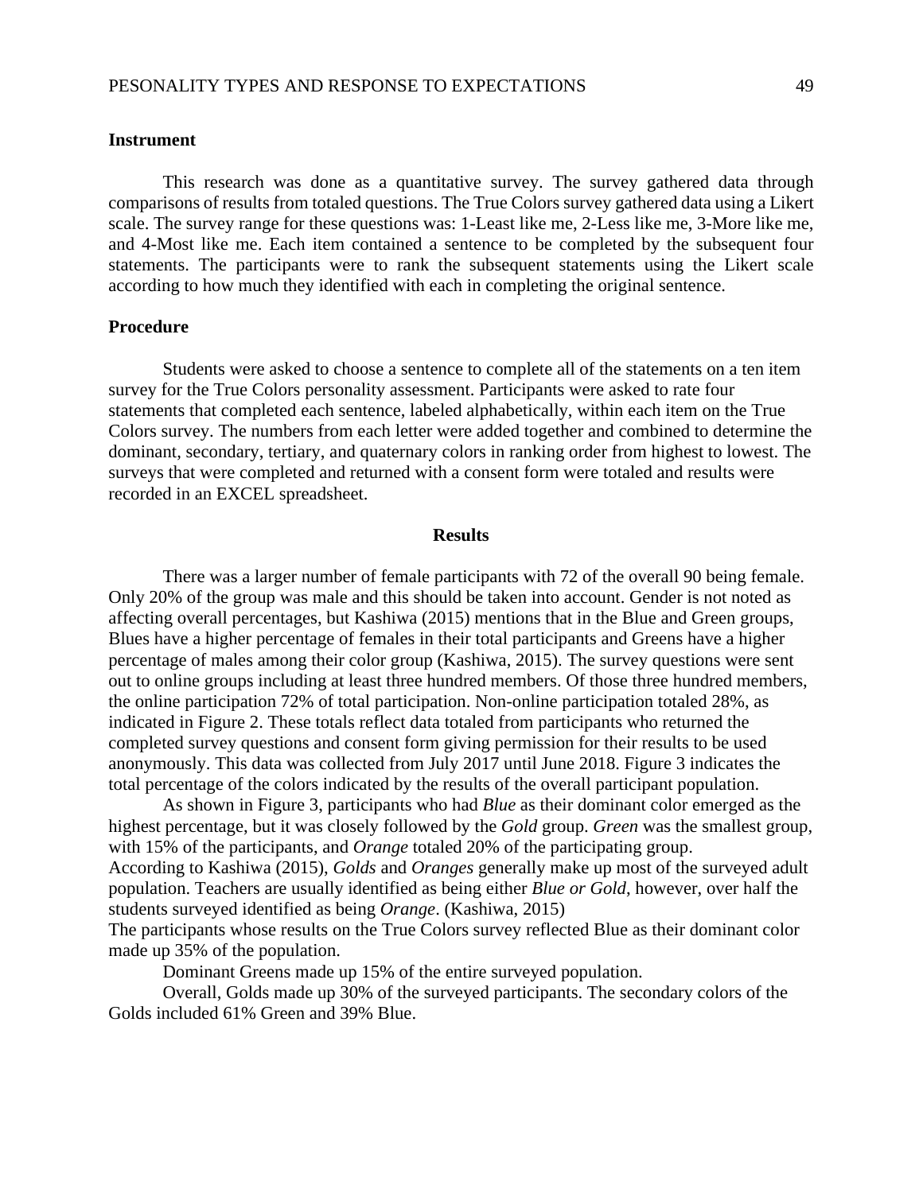### Instrument

This research was done as a quantitative survey. The survey gathered data through comparisons of results from totaled questions. The True Colors survey gathered data using a Likert scale. The survey range for these questions was: 1-Least like me, 2-Less like me, 3-More like me, and 4-Most like me. Each item contained a sentence to be completed by the subsequent four statements. The participants were to rank the subsequent statements using the Likert scale according to how much they identified with each in completing the original sentence.

### Procedure

Students were asked to choose a sentence to complete all of the statements on a ten item survey for the True Colors personality assessment. Participants were asked to rate four statements that completed each sentence, labeled alphabetically, within each item on the True Colors survey. The numbers from each letter were added together and combined to determine the dominant, secondary, tertiary, and quaternary colors in ranking order from highest to lowest. The surveys that were completed and returned with a consent form were totaled and results were recorded in an EXCEL spreadsheet.

## Results

There was a larger number of female participants with 72 of the overall 90 being female. Only 20% of the group was male and this should be taken into account. Gender is not noted as affecting overall percentages, but Kashiwa (2015) mentions that in the Blue and Green groups, Blues have a higher percentage of females in their total participants and Greens have a higher percentage of males among their color group (Kashiwa, 2015). The survey questions were sent out to online groups including at least three hundred members. Of those three hundred members, the online participation 72% of total participation. Non-online participation totaled 28%, as indicated in Figure 2. These totals reflect data totaled from participants who returned the completed survey questions and consent form giving permission for their results to be used anonymously. This data was collected from July 2017 until June 2018. Figure 3 indicates the total percentage of the colors indicated by the results of the overall participant population.

As shown in Figure 3, participants who had *Blue* as their dominant color emerged as the highest percentage, but it was closely followed by the *Gold* group. *Green* was the smallest group, with 15% of the participants, and *Orange* totaled 20% of the participating group.
According to Kashiwa (2015), *Golds* and *Oranges* generally make up most of the surveyed adult population. Teachers are usually identified as being either *Blue or Gold*, however, over half the students surveyed identified as being *Orange*. (Kashiwa, 2015)
The participants whose results on the True Colors survey reflected Blue as their dominant color made up 35% of the population.

Dominant Greens made up 15% of the entire surveyed population.

Overall, Golds made up 30% of the surveyed participants. The secondary colors of the Golds included 61% Green and 39% Blue.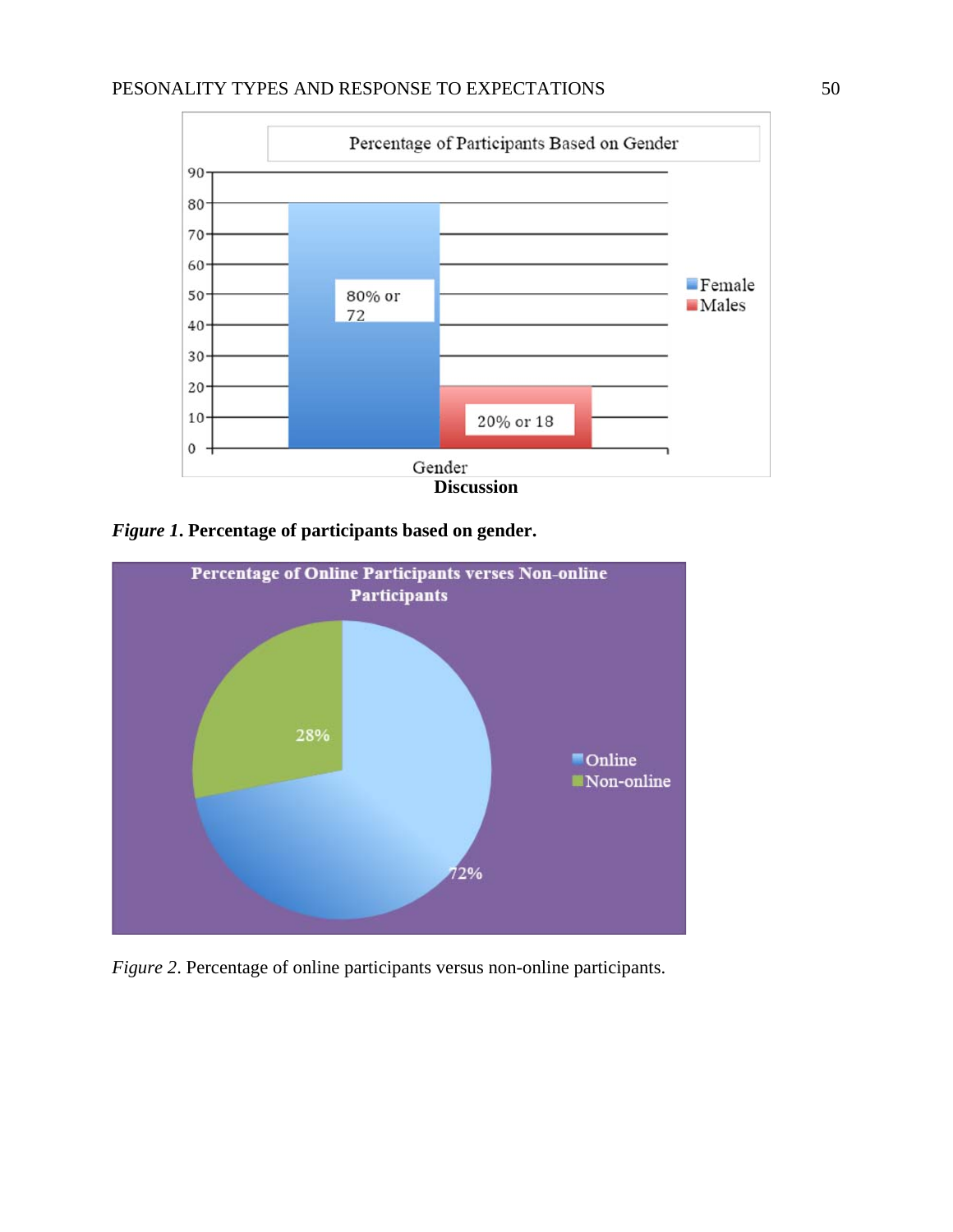**Discussion**

*Figure 1*. **Percentage of participants based on gender.**

*Figure 2*. Percentage of online participants versus non-online participants.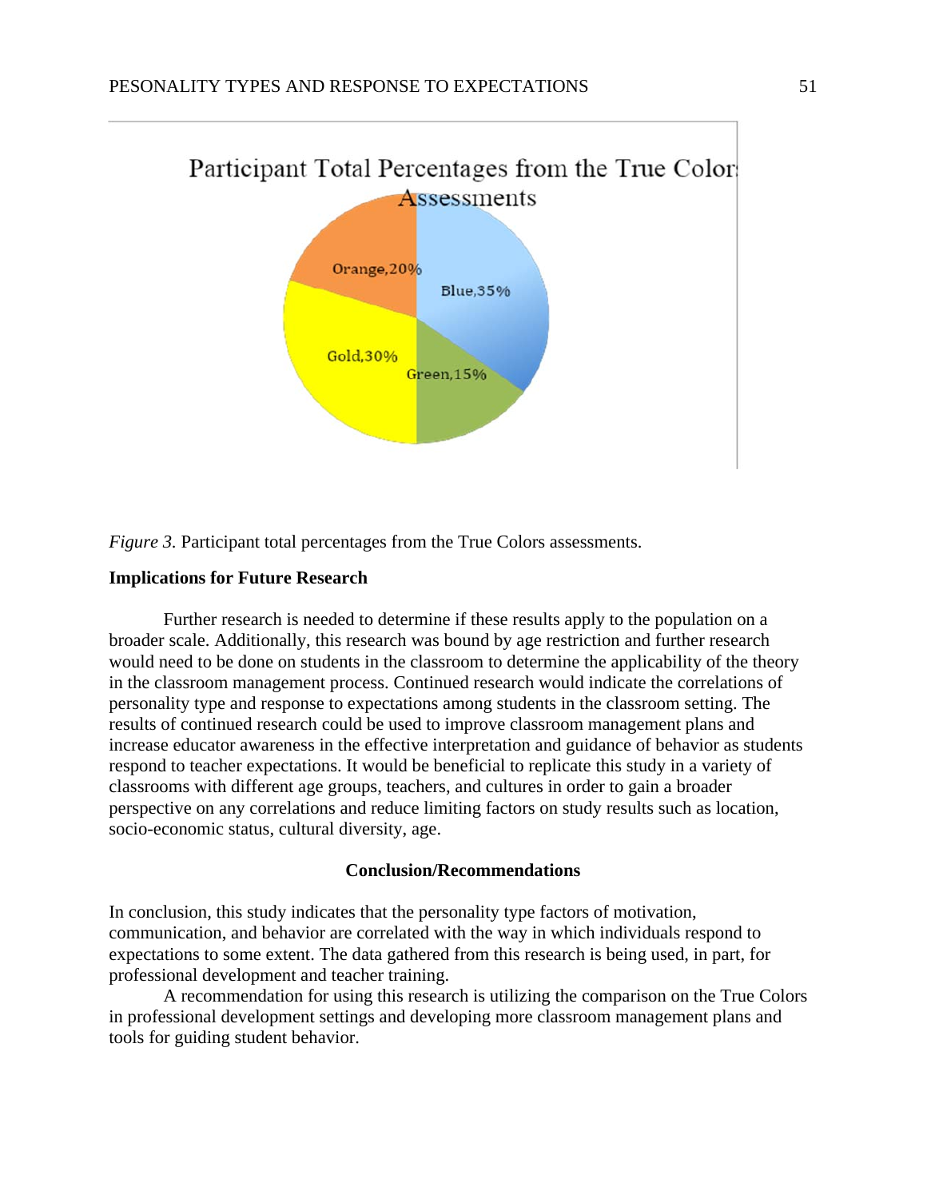*Figure 3.* Participant total percentages from the True Colors assessments.

**Implications for Future Research**

Further research is needed to determine if these results apply to the population on a broader scale. Additionally, this research was bound by age restriction and further research would need to be done on students in the classroom to determine the applicability of the theory in the classroom management process. Continued research would indicate the correlations of personality type and response to expectations among students in the classroom setting. The results of continued research could be used to improve classroom management plans and increase educator awareness in the effective interpretation and guidance of behavior as students respond to teacher expectations. It would be beneficial to replicate this study in a variety of classrooms with different age groups, teachers, and cultures in order to gain a broader perspective on any correlations and reduce limiting factors on study results such as location, socio-economic status, cultural diversity, age.

**Conclusion/Recommendations**

In conclusion, this study indicates that the personality type factors of motivation, communication, and behavior are correlated with the way in which individuals respond to expectations to some extent. The data gathered from this research is being used, in part, for professional development and teacher training.

A recommendation for using this research is utilizing the comparison on the True Colors in professional development settings and developing more classroom management plans and tools for guiding student behavior.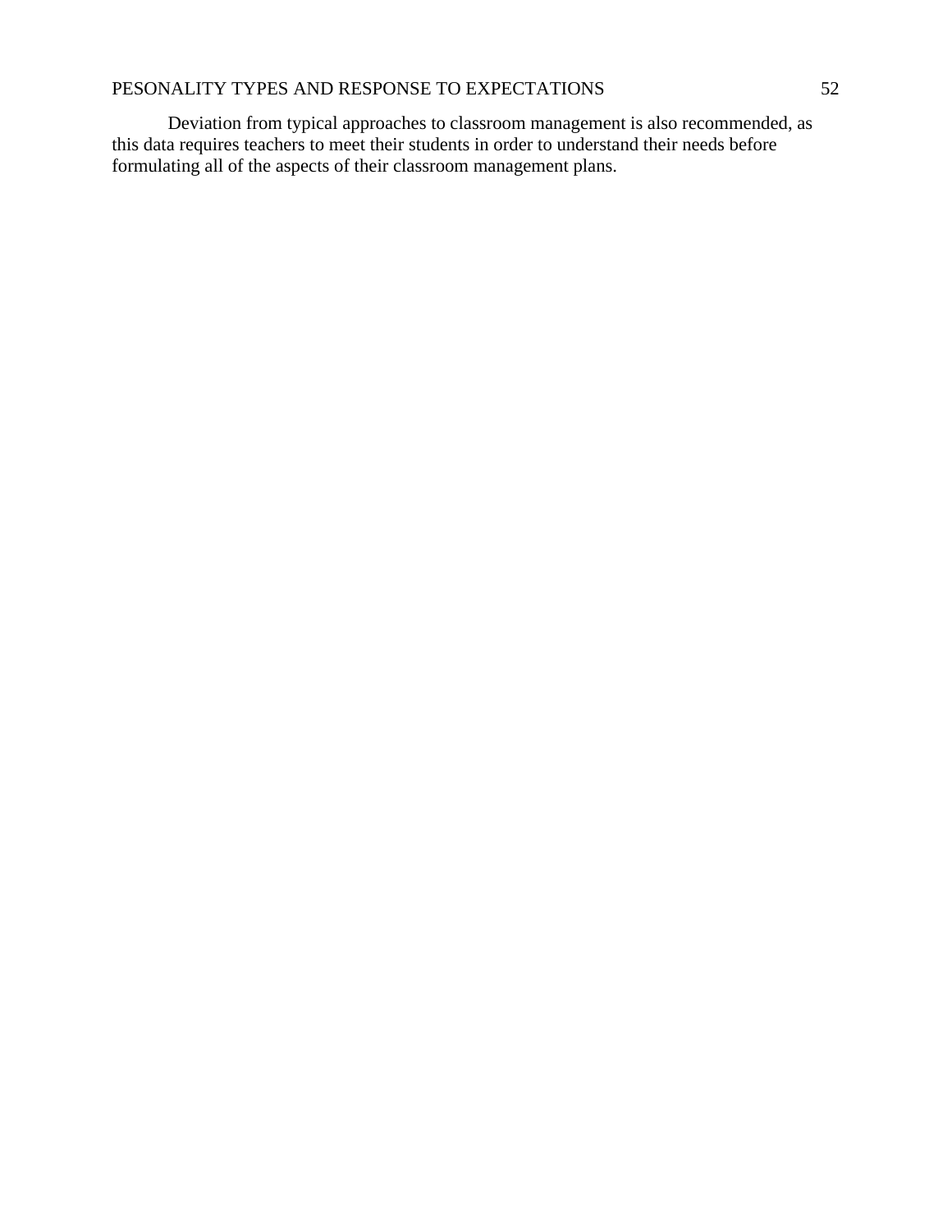Deviation from typical approaches to classroom management is also recommended, as this data requires teachers to meet their students in order to understand their needs before formulating all of the aspects of their classroom management plans.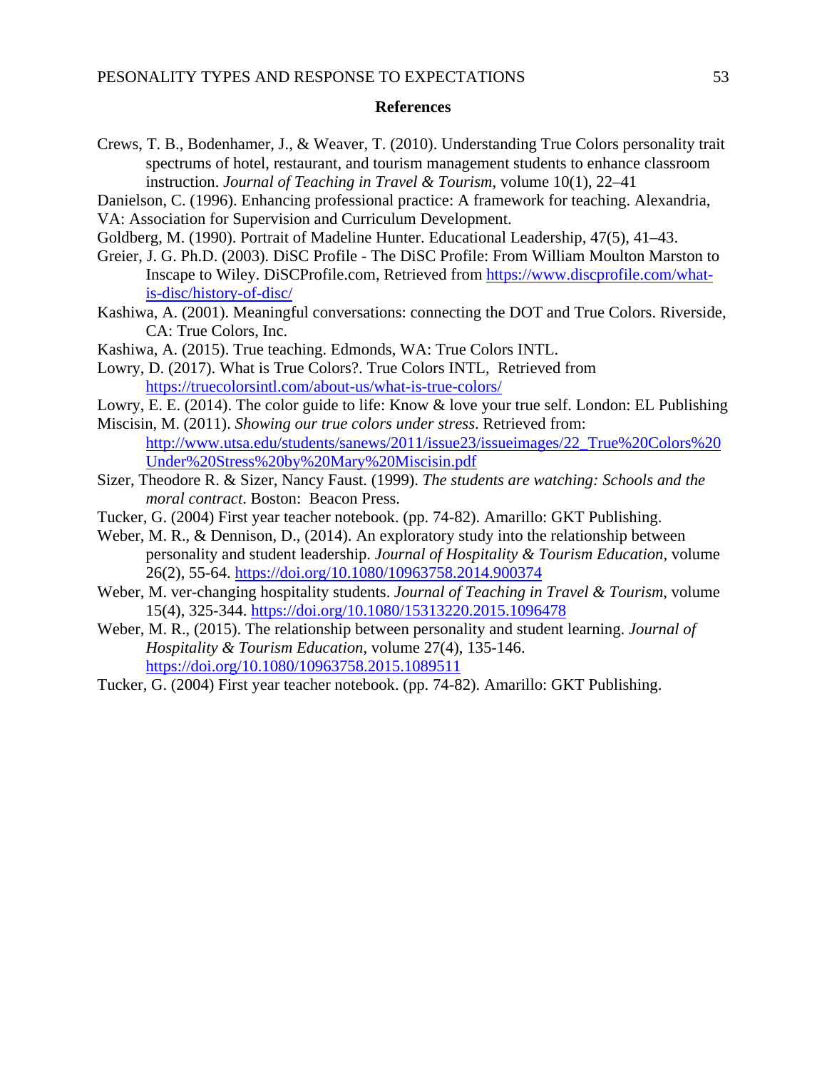## References

Crews, T. B., Bodenhamer, J., & Weaver, T. (2010). Understanding True Colors personality trait spectrums of hotel, restaurant, and tourism management students to enhance classroom instruction. *Journal of Teaching in Travel & Tourism*, volume 10(1), 22–41

Danielson, C. (1996). Enhancing professional practice: A framework for teaching. Alexandria, VA: Association for Supervision and Curriculum Development.

Goldberg, M. (1990). Portrait of Madeline Hunter. Educational Leadership, 47(5), 41–43.

Greier, J. G. Ph.D. (2003). DiSC Profile - The DiSC Profile: From William Moulton Marston to Inscape to Wiley. DiSCProfile.com, Retrieved from https://www.discprofile.com/what-is-disc/history-of-disc/

Kashiwa, A. (2001). Meaningful conversations: connecting the DOT and True Colors. Riverside, CA: True Colors, Inc.

Kashiwa, A. (2015). True teaching. Edmonds, WA: True Colors INTL.

Lowry, D. (2017). What is True Colors?. True Colors INTL, Retrieved from https://truecolorsintl.com/about-us/what-is-true-colors/

Lowry, E. E. (2014). The color guide to life: Know & love your true self. London: EL Publishing

Miscisin, M. (2011). *Showing our true colors under stress*. Retrieved from: http://www.utsa.edu/students/sanews/2011/issue23/issueimages/22_True%20Colors%20Under%20Stress%20by%20Mary%20Miscisin.pdf

Sizer, Theodore R. & Sizer, Nancy Faust. (1999). *The students are watching: Schools and the moral contract*. Boston: Beacon Press.

Tucker, G. (2004) First year teacher notebook. (pp. 74-82). Amarillo: GKT Publishing.

Weber, M. R., & Dennison, D., (2014). An exploratory study into the relationship between personality and student leadership. *Journal of Hospitality & Tourism Education*, volume 26(2), 55-64. https://doi.org/10.1080/10963758.2014.900374

Weber, M. ver-changing hospitality students. *Journal of Teaching in Travel & Tourism*, volume 15(4), 325-344. https://doi.org/10.1080/15313220.2015.1096478

Weber, M. R., (2015). The relationship between personality and student learning. *Journal of Hospitality & Tourism Education*, volume 27(4), 135-146. https://doi.org/10.1080/10963758.2015.1089511

Tucker, G. (2004) First year teacher notebook. (pp. 74-82). Amarillo: GKT Publishing.